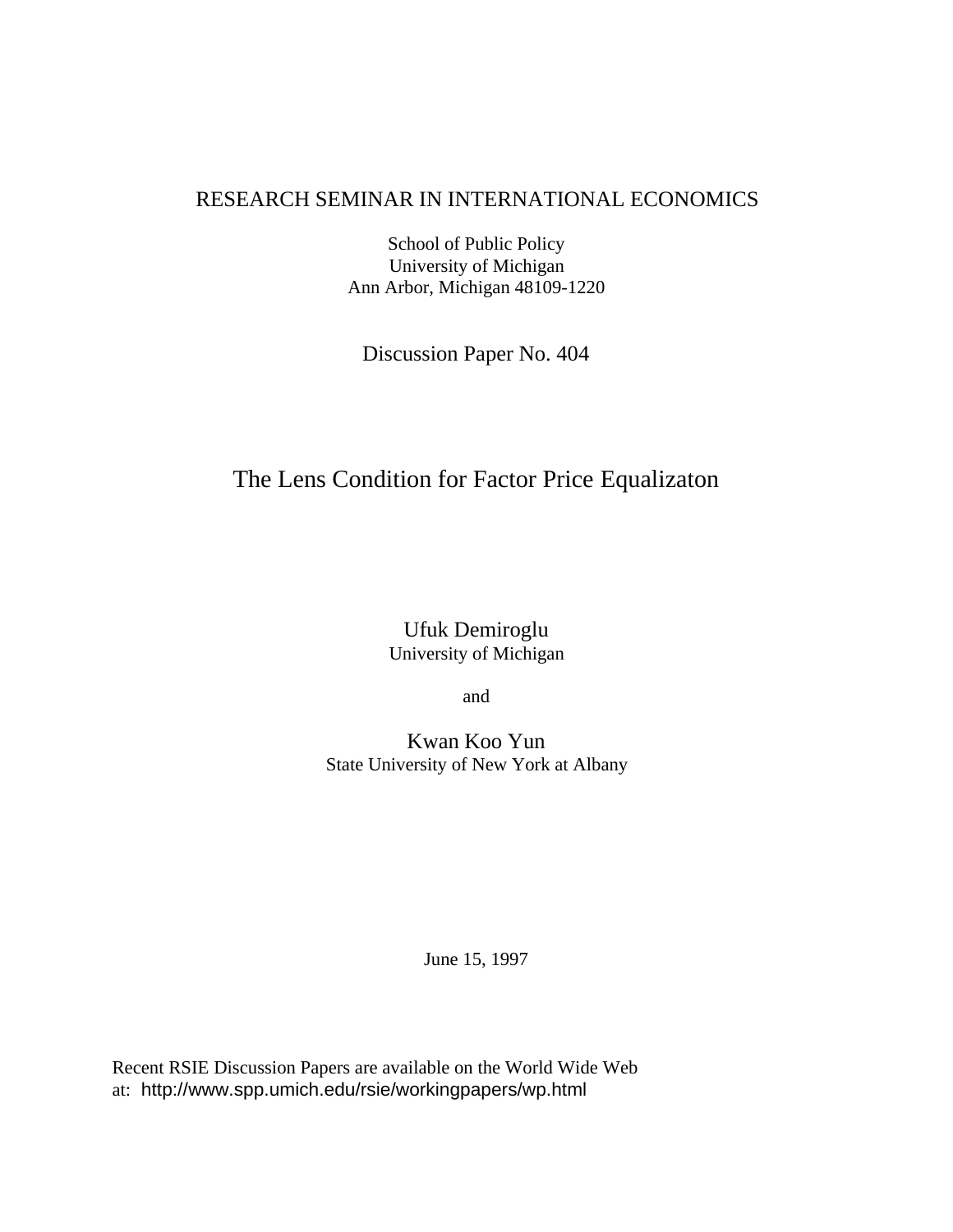RESEARCH SEMINAR IN INTERNATIONAL ECONOMICS

School of Public Policy
University of Michigan
Ann Arbor, Michigan 48109-1220

Discussion Paper No. 404

# The Lens Condition for Factor Price Equalizaton

Ufuk Demiroglu
University of Michigan

and

Kwan Koo Yun
State University of New York at Albany

June 15, 1997

Recent RSIE Discussion Papers are available on the World Wide Web at: http://www.spp.umich.edu/rsie/workingpapers/wp.html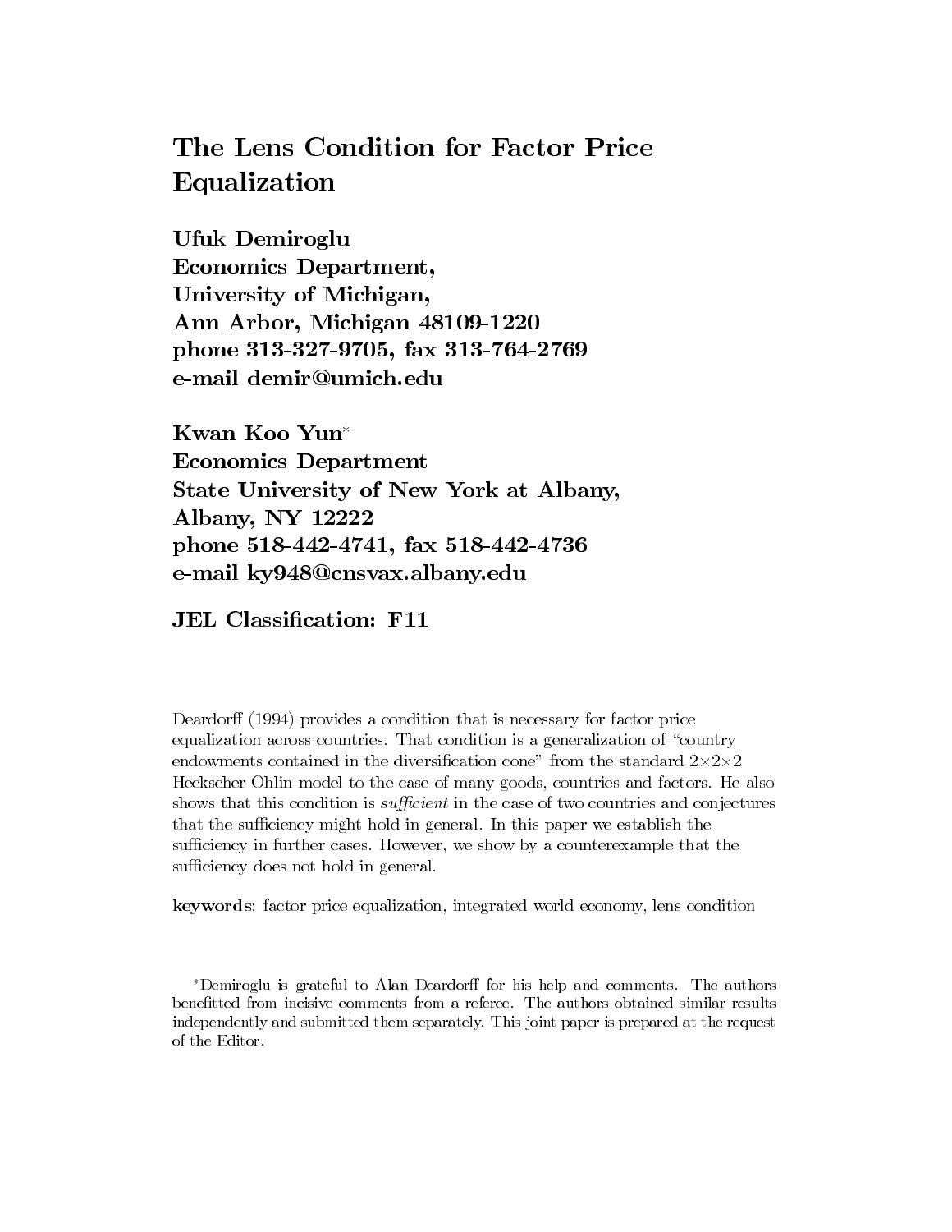# The Lens Condition for Factor Price Equalization

**Ufuk Demiroglu**
**Economics Department,**
**University of Michigan,**
**Ann Arbor, Michigan 48109-1220**
**phone 313-327-9705, fax 313-764-2769**
**e-mail demir@umich.edu**

**Kwan Koo Yun***
**Economics Department**
**State University of New York at Albany,**
**Albany, NY 12222**
**phone 518-442-4741, fax 518-442-4736**
**e-mail ky948@cnsvax.albany.edu**

**JEL Classification: F11**

Deardorff (1994) provides a condition that is necessary for factor price equalization across countries. That condition is a generalization of "country endowments contained in the diversification cone" from the standard $2{\times}2{\times}2$ Heckscher-Ohlin model to the case of many goods, countries and factors. He also shows that this condition is *sufficient* in the case of two countries and conjectures that the sufficiency might hold in general. In this paper we establish the sufficiency in further cases. However, we show by a counterexample that the sufficiency does not hold in general.

**keywords**: factor price equalization, integrated world economy, lens condition

*Demiroglu is grateful to Alan Deardorff for his help and comments. The authors benefitted from incisive comments from a referee. The authors obtained similar results independently and submitted them separately. This joint paper is prepared at the request of the Editor.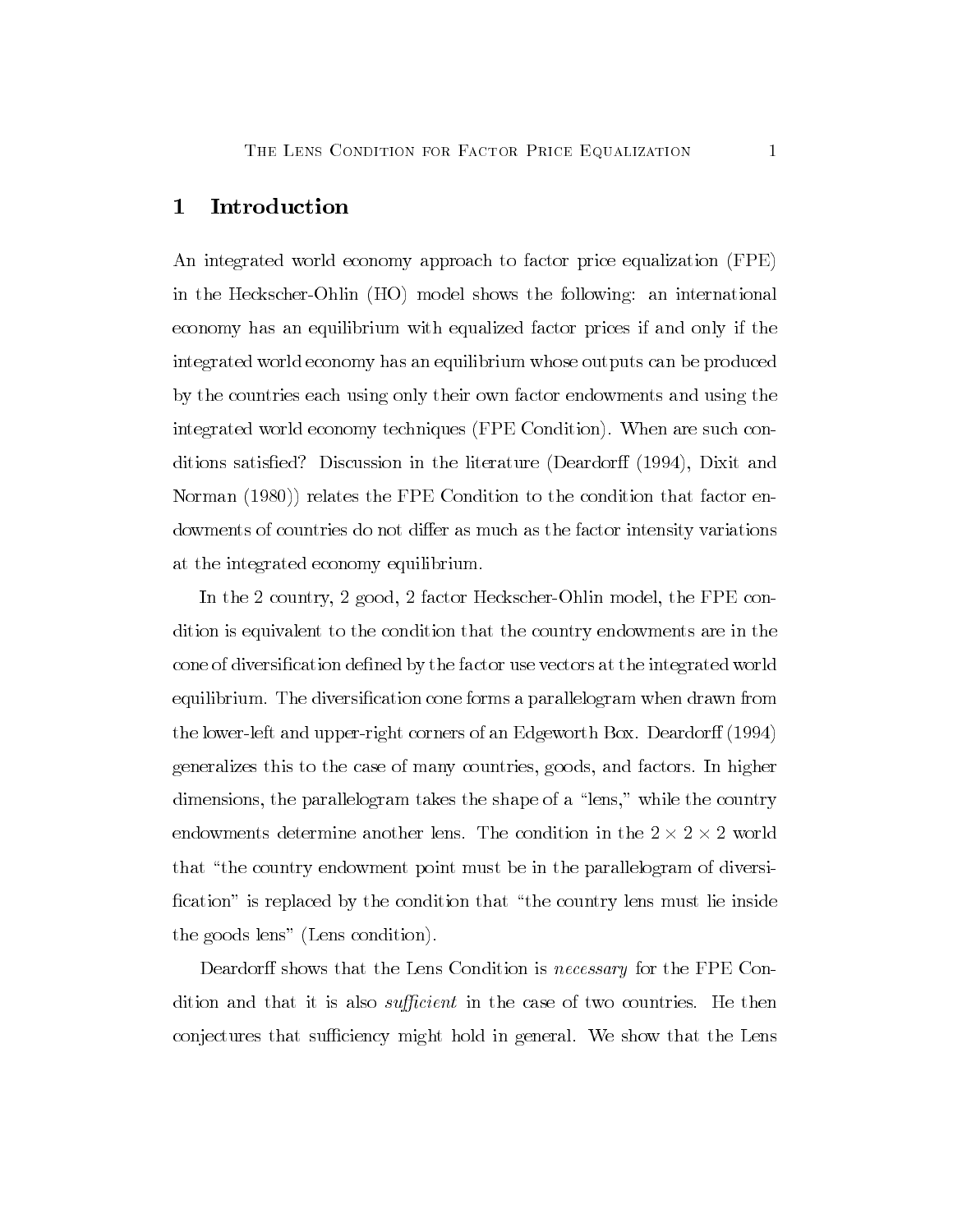## 1 Introduction

An integrated world economy approach to factor price equalization (FPE) in the Heckscher-Ohlin (HO) model shows the following: an international economy has an equilibrium with equalized factor prices if and only if the integrated world economy has an equilibrium whose outputs can be produced by the countries each using only their own factor endowments and using the integrated world economy techniques (FPE Condition). When are such conditions satisfied? Discussion in the literature (Deardorff (1994), Dixit and Norman (1980)) relates the FPE Condition to the condition that factor endowments of countries do not differ as much as the factor intensity variations at the integrated economy equilibrium.

In the 2 country, 2 good, 2 factor Heckscher-Ohlin model, the FPE condition is equivalent to the condition that the country endowments are in the cone of diversification defined by the factor use vectors at the integrated world equilibrium. The diversification cone forms a parallelogram when drawn from the lower-left and upper-right corners of an Edgeworth Box. Deardorff (1994) generalizes this to the case of many countries, goods, and factors. In higher dimensions, the parallelogram takes the shape of a "lens," while the country endowments determine another lens. The condition in the $2 \times 2 \times 2$ world that "the country endowment point must be in the parallelogram of diversification" is replaced by the condition that "the country lens must lie inside the goods lens" (Lens condition).

Deardorff shows that the Lens Condition is *necessary* for the FPE Condition and that it is also *sufficient* in the case of two countries. He then conjectures that sufficiency might hold in general. We show that the Lens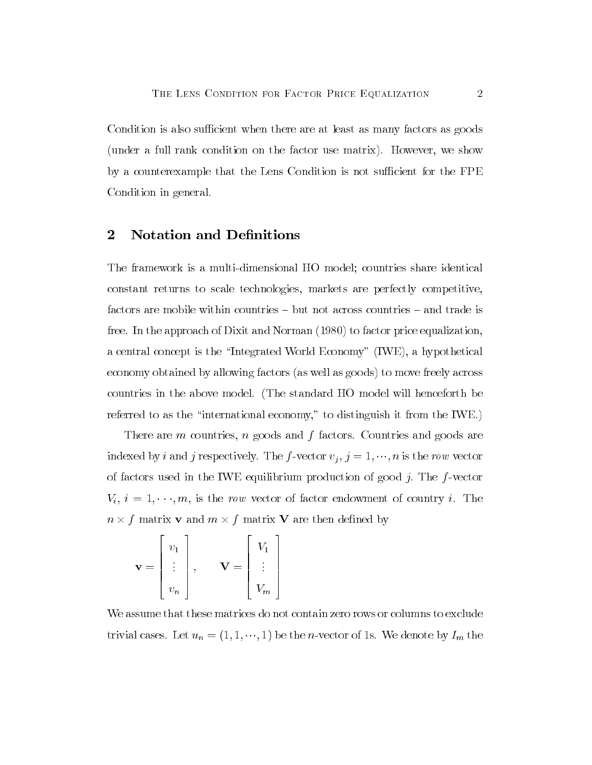Condition is also sufficient when there are at least as many factors as goods (under a full rank condition on the factor use matrix). However, we show by a counterexample that the Lens Condition is not sufficient for the FPE Condition in general.

## 2 Notation and Definitions

The framework is a multi-dimensional HO model; countries share identical constant returns to scale technologies, markets are perfectly competitive, factors are mobile within countries – but not across countries – and trade is free. In the approach of Dixit and Norman (1980) to factor price equalization, a central concept is the "Integrated World Economy" (IWE), a hypothetical economy obtained by allowing factors (as well as goods) to move freely across countries in the above model. (The standard HO model will henceforth be referred to as the "international economy," to distinguish it from the IWE.)

There are $m$ countries, $n$ goods and $f$ factors. Countries and goods are indexed by $i$ and $j$ respectively. The $f$-vector $v_j$, $j = 1, \cdots, n$ is the *row* vector of factors used in the IWE equilibrium production of good $j$. The $f$-vector $V_i$, $i = 1, \cdots, m$, is the *row* vector of factor endowment of country $i$. The $n \times f$ matrix $\mathbf{v}$ and $m \times f$ matrix $\mathbf{V}$ are then defined by

$$\mathbf{v} = \begin{bmatrix} v_1 \\ \vdots \\ v_n \end{bmatrix}, \qquad \mathbf{V} = \begin{bmatrix} V_1 \\ \vdots \\ V_m \end{bmatrix}$$

We assume that these matrices do not contain zero rows or columns to exclude trivial cases. Let $u_n = (1, 1, \cdots, 1)$ be the $n$-vector of 1s. We denote by $I_m$ the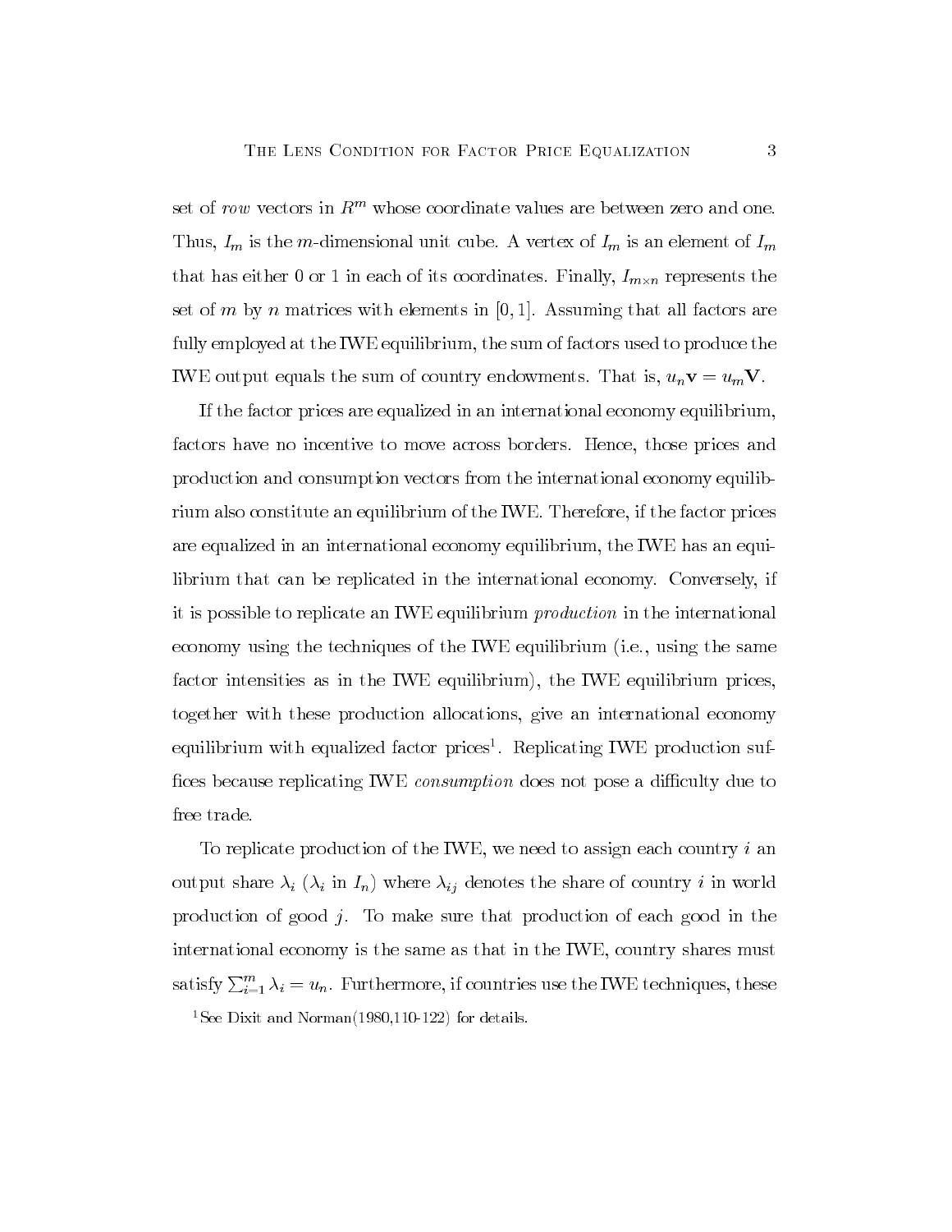set of *row* vectors in $R^m$ whose coordinate values are between zero and one. Thus, $I_m$ is the $m$-dimensional unit cube. A vertex of $I_m$ is an element of $I_m$ that has either 0 or 1 in each of its coordinates. Finally, $I_{m \times n}$ represents the set of $m$ by $n$ matrices with elements in $[0, 1]$. Assuming that all factors are fully employed at the IWE equilibrium, the sum of factors used to produce the IWE output equals the sum of country endowments. That is, $u_n \mathbf{v} = u_m \mathbf{V}$.

If the factor prices are equalized in an international economy equilibrium, factors have no incentive to move across borders. Hence, those prices and production and consumption vectors from the international economy equilibrium also constitute an equilibrium of the IWE. Therefore, if the factor prices are equalized in an international economy equilibrium, the IWE has an equilibrium that can be replicated in the international economy. Conversely, if it is possible to replicate an IWE equilibrium *production* in the international economy using the techniques of the IWE equilibrium (i.e., using the same factor intensities as in the IWE equilibrium), the IWE equilibrium prices, together with these production allocations, give an international economy equilibrium with equalized factor prices[1]. Replicating IWE production suffices because replicating IWE *consumption* does not pose a difficulty due to free trade.

To replicate production of the IWE, we need to assign each country $i$ an output share $\lambda_i$ ($\lambda_i$ in $I_n$) where $\lambda_{ij}$ denotes the share of country $i$ in world production of good $j$. To make sure that production of each good in the international economy is the same as that in the IWE, country shares must satisfy $\sum_{i=1}^{m} \lambda_i = u_n$. Furthermore, if countries use the IWE techniques, these

[1] See Dixit and Norman(1980,110-122) for details.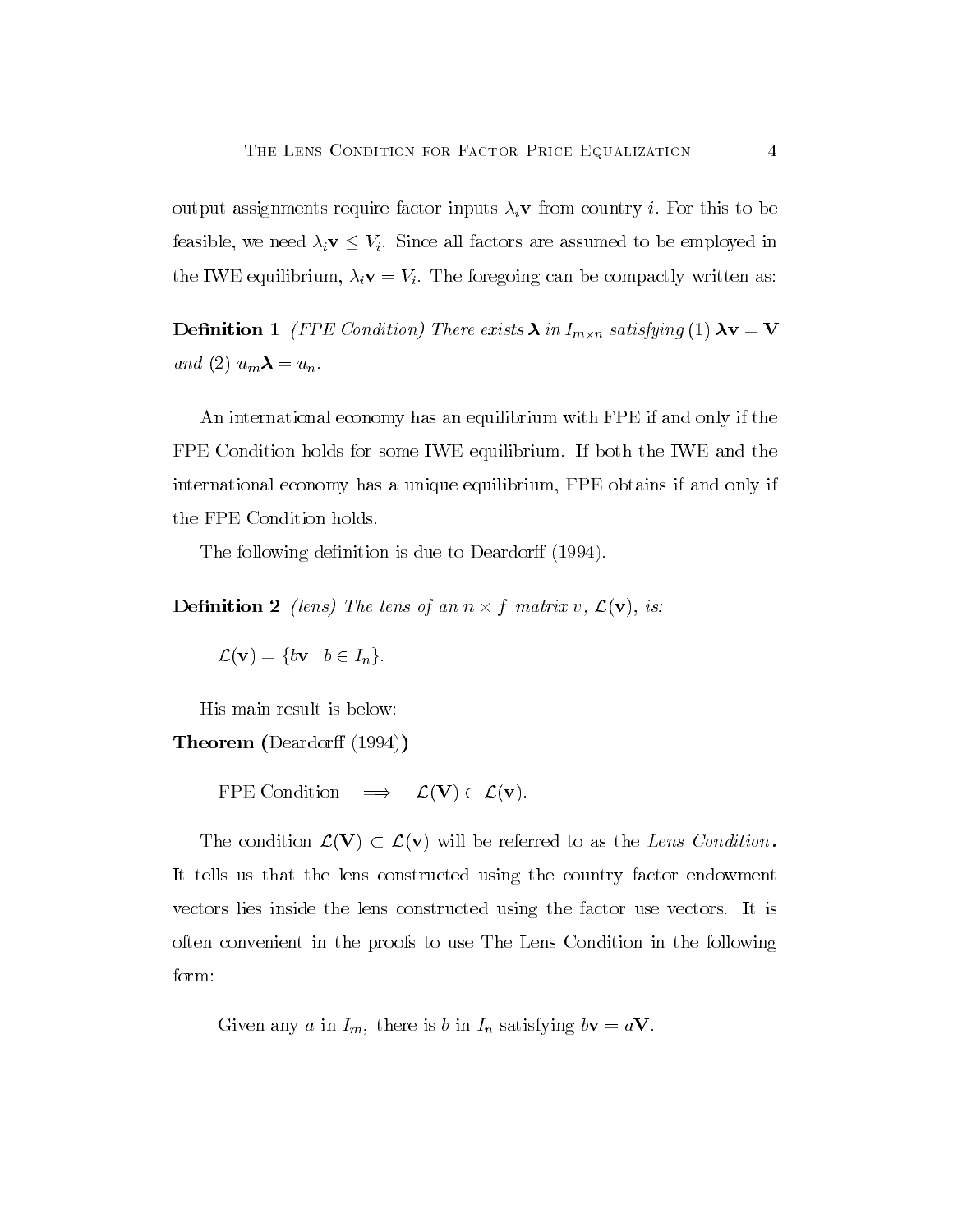output assignments require factor inputs $\lambda_i \mathbf{v}$ from country $i$. For this to be feasible, we need $\lambda_i \mathbf{v} \leq V_i$. Since all factors are assumed to be employed in the IWE equilibrium, $\lambda_i \mathbf{v} = V_i$. The foregoing can be compactly written as:

**Definition 1** *(FPE Condition) There exists $\boldsymbol{\lambda}$ in $I_{m \times n}$ satisfying* (1) $\boldsymbol{\lambda}\mathbf{v} = \mathbf{V}$ *and* (2) $u_m \boldsymbol{\lambda} = u_n$.

An international economy has an equilibrium with FPE if and only if the FPE Condition holds for some IWE equilibrium. If both the IWE and the international economy has a unique equilibrium, FPE obtains if and only if the FPE Condition holds.

The following definition is due to Deardorff (1994).

**Definition 2** *(lens) The lens of an $n \times f$ matrix $v$, $\mathcal{L}(\mathbf{v})$, is:*

$$\mathcal{L}(\mathbf{v}) = \{b\mathbf{v} \mid b \in I_n\}.$$

His main result is below:

**Theorem (**Deardorff (1994)**)**

$$\text{FPE Condition} \quad \Longrightarrow \quad \mathcal{L}(\mathbf{V}) \subset \mathcal{L}(\mathbf{v}).$$

The condition $\mathcal{L}(\mathbf{V}) \subset \mathcal{L}(\mathbf{v})$ will be referred to as the *Lens Condition***.** It tells us that the lens constructed using the country factor endowment vectors lies inside the lens constructed using the factor use vectors. It is often convenient in the proofs to use The Lens Condition in the following form:

Given any $a$ in $I_m$, there is $b$ in $I_n$ satisfying $b\mathbf{v} = a\mathbf{V}$.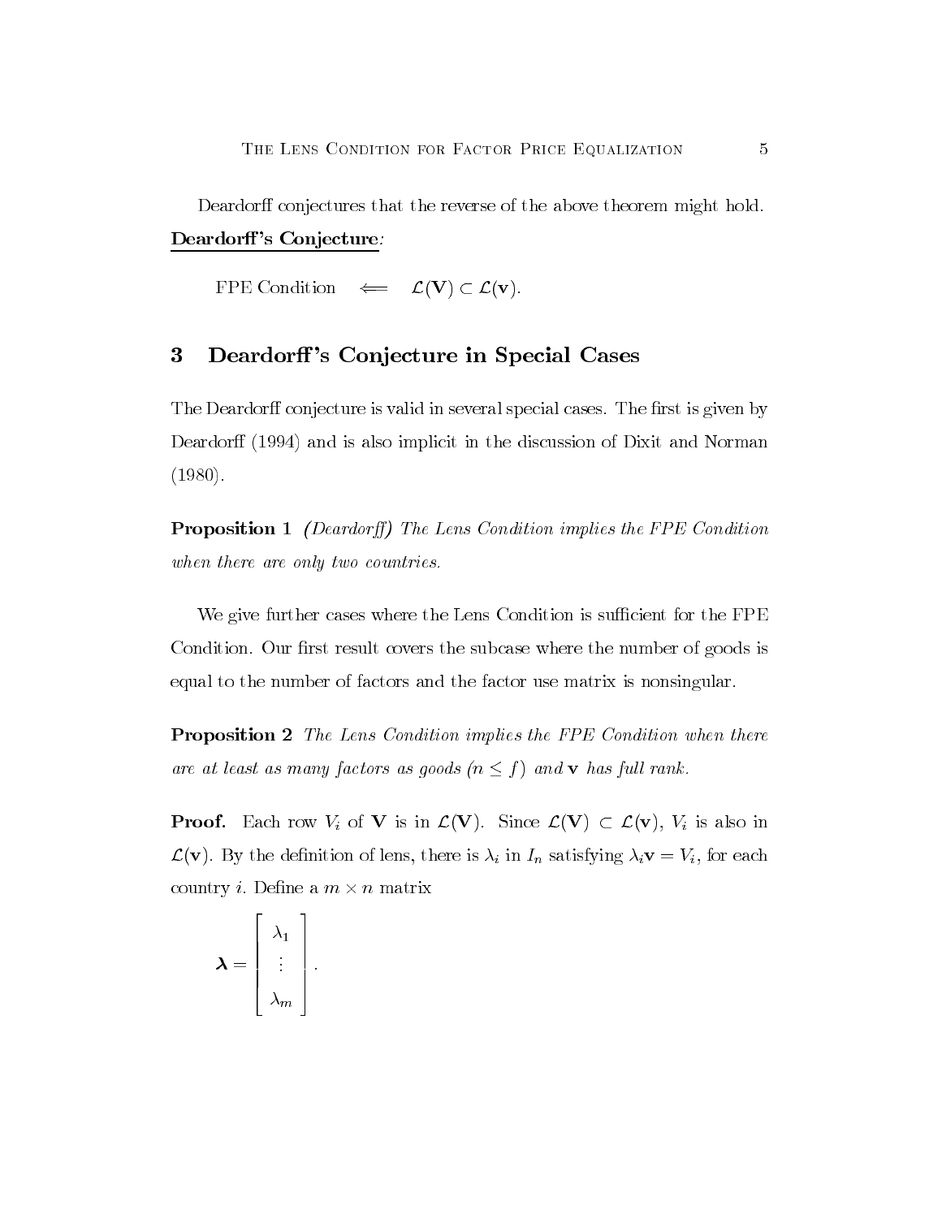Deardorff conjectures that the reverse of the above theorem might hold.

**Deardorff's Conjecture**:

$$\text{FPE Condition} \quad \Longleftarrow \quad \mathcal{L}(\mathbf{V}) \subset \mathcal{L}(\mathbf{v}).$$

## 3 Deardorff's Conjecture in Special Cases

The Deardorff conjecture is valid in several special cases. The first is given by Deardorff (1994) and is also implicit in the discussion of Dixit and Norman (1980).

**Proposition 1** *(Deardorff) The Lens Condition implies the FPE Condition when there are only two countries.*

We give further cases where the Lens Condition is sufficient for the FPE Condition. Our first result covers the subcase where the number of goods is equal to the number of factors and the factor use matrix is nonsingular.

**Proposition 2** *The Lens Condition implies the FPE Condition when there are at least as many factors as goods ($n \leq f$) and $\mathbf{v}$ has full rank.*

**Proof.** Each row $V_i$ of $\mathbf{V}$ is in $\mathcal{L}(\mathbf{V})$. Since $\mathcal{L}(\mathbf{V}) \subset \mathcal{L}(\mathbf{v})$, $V_i$ is also in $\mathcal{L}(\mathbf{v})$. By the definition of lens, there is $\lambda_i$ in $I_n$ satisfying $\lambda_i \mathbf{v} = V_i$, for each country $i$. Define a $m \times n$ matrix

$$\boldsymbol{\lambda} = \begin{bmatrix} \lambda_1 \\ \vdots \\ \lambda_m \end{bmatrix}.$$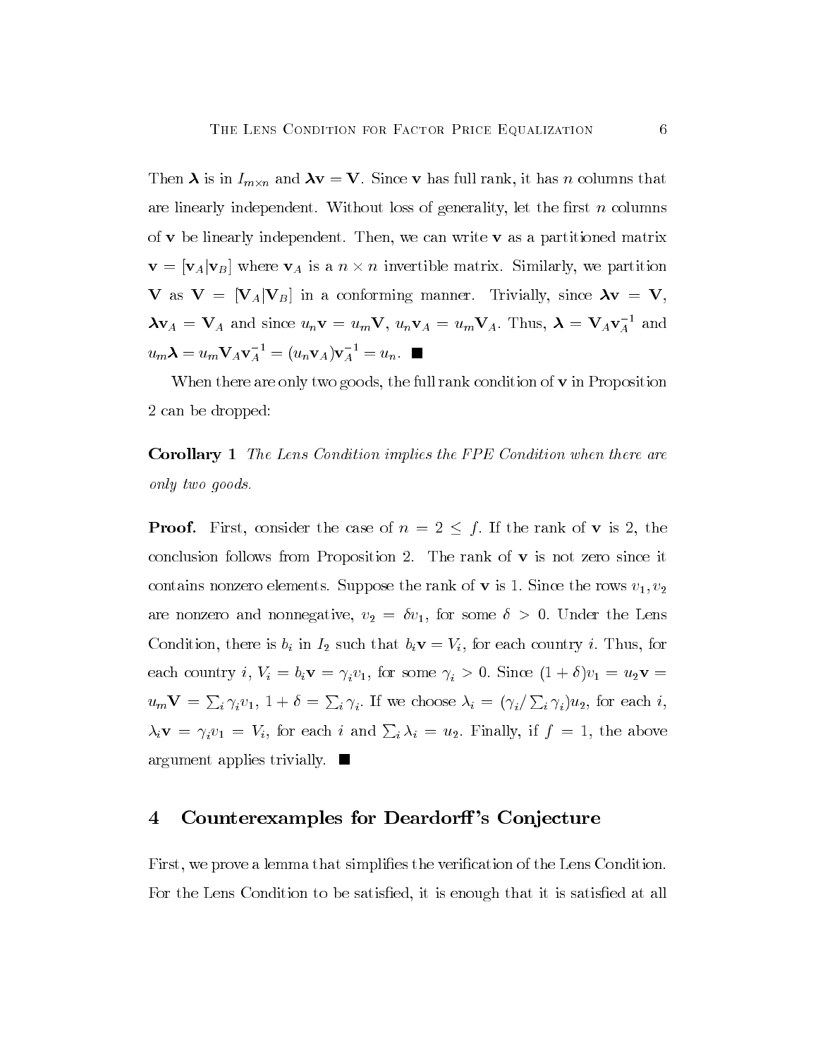Then $\boldsymbol{\lambda}$ is in $I_{m \times n}$ and $\boldsymbol{\lambda}\mathbf{v} = \mathbf{V}$. Since $\mathbf{v}$ has full rank, it has $n$ columns that are linearly independent. Without loss of generality, let the first $n$ columns of $\mathbf{v}$ be linearly independent. Then, we can write $\mathbf{v}$ as a partitioned matrix $\mathbf{v} = [\mathbf{v}_A | \mathbf{v}_B]$ where $\mathbf{v}_A$ is a $n \times n$ invertible matrix. Similarly, we partition $\mathbf{V}$ as $\mathbf{V} = [\mathbf{V}_A | \mathbf{V}_B]$ in a conforming manner. Trivially, since $\boldsymbol{\lambda}\mathbf{v} = \mathbf{V}$, $\boldsymbol{\lambda}\mathbf{v}_A = \mathbf{V}_A$ and since $u_n \mathbf{v} = u_m \mathbf{V}$, $u_n \mathbf{v}_A = u_m \mathbf{V}_A$. Thus, $\boldsymbol{\lambda} = \mathbf{V}_A \mathbf{v}_A^{-1}$ and $u_m \boldsymbol{\lambda} = u_m \mathbf{V}_A \mathbf{v}_A^{-1} = (u_n \mathbf{v}_A)\mathbf{v}_A^{-1} = u_n$. ■

When there are only two goods, the full rank condition of $\mathbf{v}$ in Proposition 2 can be dropped:

**Corollary 1** *The Lens Condition implies the FPE Condition when there are only two goods.*

**Proof.** First, consider the case of $n = 2 \leq f$. If the rank of $\mathbf{v}$ is 2, the conclusion follows from Proposition 2. The rank of $\mathbf{v}$ is not zero since it contains nonzero elements. Suppose the rank of $\mathbf{v}$ is 1. Since the rows $v_1, v_2$ are nonzero and nonnegative, $v_2 = \delta v_1$, for some $\delta > 0$. Under the Lens Condition, there is $b_i$ in $I_2$ such that $b_i \mathbf{v} = V_i$, for each country $i$. Thus, for each country $i$, $V_i = b_i \mathbf{v} = \gamma_i v_1$, for some $\gamma_i > 0$. Since $(1+\delta)v_1 = u_2 \mathbf{v} = u_m \mathbf{V} = \sum_i \gamma_i v_1$, $1 + \delta = \sum_i \gamma_i$. If we choose $\lambda_i = (\gamma_i / \sum_i \gamma_i) u_2$, for each $i$, $\lambda_i \mathbf{v} = \gamma_i v_1 = V_i$, for each $i$ and $\sum_i \lambda_i = u_2$. Finally, if $f = 1$, the above argument applies trivially. ■

## 4 Counterexamples for Deardorff's Conjecture

First, we prove a lemma that simplifies the verification of the Lens Condition. For the Lens Condition to be satisfied, it is enough that it is satisfied at all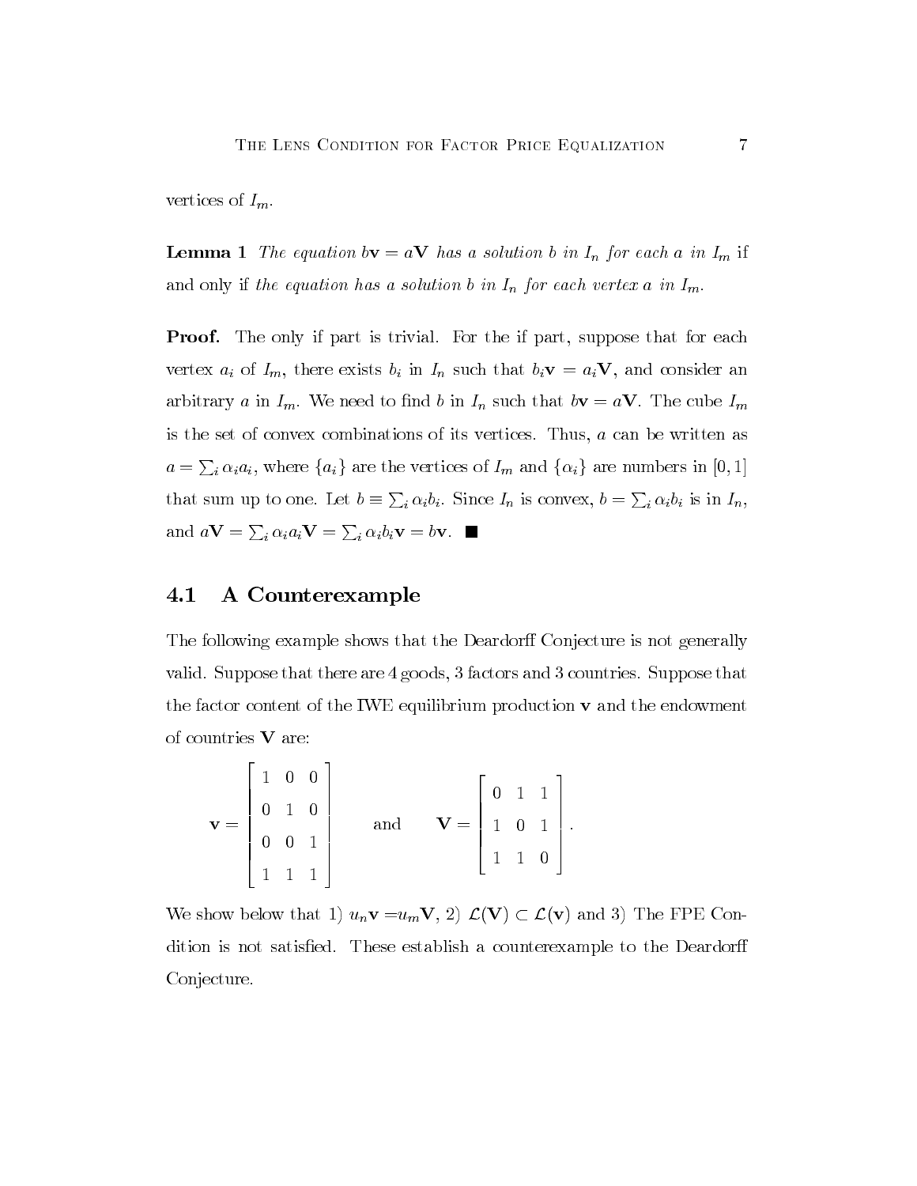vertices of $I_m$.

**Lemma 1** *The equation $b\mathbf{v} = a\mathbf{V}$ has a solution $b$ in $I_n$ for each $a$ in $I_m$* if and only if *the equation has a solution $b$ in $I_n$ for each vertex $a$ in $I_m$.*

**Proof.** The only if part is trivial. For the if part, suppose that for each vertex $a_i$ of $I_m$, there exists $b_i$ in $I_n$ such that $b_i\mathbf{v} = a_i\mathbf{V}$, and consider an arbitrary $a$ in $I_m$. We need to find $b$ in $I_n$ such that $b\mathbf{v} = a\mathbf{V}$. The cube $I_m$ is the set of convex combinations of its vertices. Thus, $a$ can be written as $a = \sum_i \alpha_i a_i$, where $\{a_i\}$ are the vertices of $I_m$ and $\{\alpha_i\}$ are numbers in $[0, 1]$ that sum up to one. Let $b \equiv \sum_i \alpha_i b_i$. Since $I_n$ is convex, $b = \sum_i \alpha_i b_i$ is in $I_n$, and $a\mathbf{V} = \sum_i \alpha_i a_i \mathbf{V} = \sum_i \alpha_i b_i \mathbf{v} = b\mathbf{v}$. ■

## 4.1 A Counterexample

The following example shows that the Deardorff Conjecture is not generally valid. Suppose that there are 4 goods, 3 factors and 3 countries. Suppose that the factor content of the IWE equilibrium production $\mathbf{v}$ and the endowment of countries $\mathbf{V}$ are:

$$\mathbf{v} = \begin{bmatrix} 1 & 0 & 0 \\ 0 & 1 & 0 \\ 0 & 0 & 1 \\ 1 & 1 & 1 \end{bmatrix} \quad \text{and} \quad \mathbf{V} = \begin{bmatrix} 0 & 1 & 1 \\ 1 & 0 & 1 \\ 1 & 1 & 0 \end{bmatrix}.$$

We show below that 1) $u_n\mathbf{v} = u_m\mathbf{V}$, 2) $\mathcal{L}(\mathbf{V}) \subset \mathcal{L}(\mathbf{v})$ and 3) The FPE Condition is not satisfied. These establish a counterexample to the Deardorff Conjecture.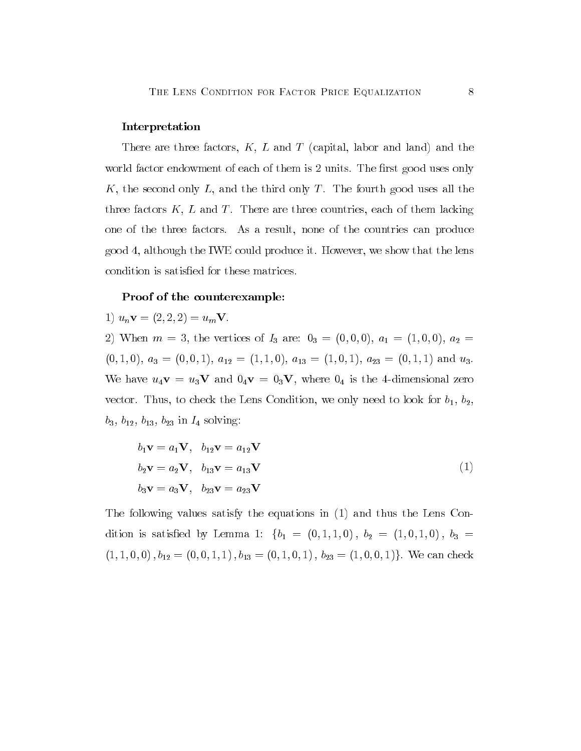**Interpretation**

There are three factors, $K$, $L$ and $T$ (capital, labor and land) and the world factor endowment of each of them is 2 units. The first good uses only $K$, the second only $L$, and the third only $T$. The fourth good uses all the three factors $K$, $L$ and $T$. There are three countries, each of them lacking one of the three factors. As a result, none of the countries can produce good 4, although the IWE could produce it. However, we show that the lens condition is satisfied for these matrices.

**Proof of the counterexample:**

1) $u_n\mathbf{v} = (2, 2, 2) = u_m\mathbf{V}$.

2) When $m = 3$, the vertices of $I_3$ are: $0_3 = (0, 0, 0)$, $a_1 = (1, 0, 0)$, $a_2 = (0, 1, 0)$, $a_3 = (0, 0, 1)$, $a_{12} = (1, 1, 0)$, $a_{13} = (1, 0, 1)$, $a_{23} = (0, 1, 1)$ and $u_3$. We have $u_4\mathbf{v} = u_3\mathbf{V}$ and $0_4\mathbf{v} = 0_3\mathbf{V}$, where $0_4$ is the 4-dimensional zero vector. Thus, to check the Lens Condition, we only need to look for $b_1$, $b_2$, $b_3$, $b_{12}$, $b_{13}$, $b_{23}$ in $I_4$ solving:

$$
\begin{aligned}
b_1\mathbf{v} &= a_1\mathbf{V}, \quad b_{12}\mathbf{v} = a_{12}\mathbf{V} \\
b_2\mathbf{v} &= a_2\mathbf{V}, \quad b_{13}\mathbf{v} = a_{13}\mathbf{V} \\
b_3\mathbf{v} &= a_3\mathbf{V}, \quad b_{23}\mathbf{v} = a_{23}\mathbf{V}
\end{aligned}
\tag{1}
$$

The following values satisfy the equations in (1) and thus the Lens Condition is satisfied by Lemma 1: $\{b_1 = (0, 1, 1, 0),\ b_2 = (1, 0, 1, 0),\ b_3 = (1, 1, 0, 0),\ b_{12} = (0, 0, 1, 1),\ b_{13} = (0, 1, 0, 1),\ b_{23} = (1, 0, 0, 1)\}$. We can check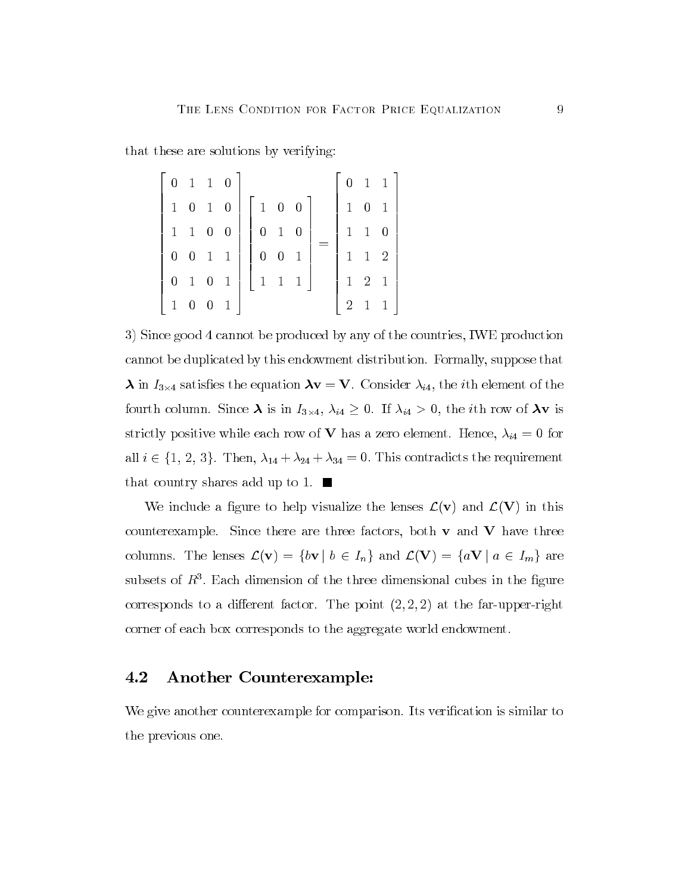that these are solutions by verifying:

$$
\begin{bmatrix} 0 & 1 & 1 & 0 \\ 1 & 0 & 1 & 0 \\ 1 & 1 & 0 & 0 \\ 0 & 0 & 1 & 1 \\ 0 & 1 & 0 & 1 \\ 1 & 0 & 0 & 1 \end{bmatrix}
\begin{bmatrix} 1 & 0 & 0 \\ 0 & 1 & 0 \\ 0 & 0 & 1 \\ 1 & 1 & 1 \end{bmatrix}
=
\begin{bmatrix} 0 & 1 & 1 \\ 1 & 0 & 1 \\ 1 & 1 & 0 \\ 1 & 1 & 2 \\ 1 & 2 & 1 \\ 2 & 1 & 1 \end{bmatrix}
$$

3) Since good 4 cannot be produced by any of the countries, IWE production cannot be duplicated by this endowment distribution. Formally, suppose that $\boldsymbol{\lambda}$ in $I_{3\times 4}$ satisfies the equation $\boldsymbol{\lambda}\mathbf{v} = \mathbf{V}$. Consider $\lambda_{i4}$, the $i$th element of the fourth column. Since $\boldsymbol{\lambda}$ is in $I_{3\times 4}$, $\lambda_{i4} \geq 0$. If $\lambda_{i4} > 0$, the $i$th row of $\boldsymbol{\lambda}\mathbf{v}$ is strictly positive while each row of $\mathbf{V}$ has a zero element. Hence, $\lambda_{i4} = 0$ for all $i \in \{1, 2, 3\}$. Then, $\lambda_{14} + \lambda_{24} + \lambda_{34} = 0$. This contradicts the requirement that country shares add up to 1. ■

We include a figure to help visualize the lenses $\mathcal{L}(\mathbf{v})$ and $\mathcal{L}(\mathbf{V})$ in this counterexample. Since there are three factors, both $\mathbf{v}$ and $\mathbf{V}$ have three columns. The lenses $\mathcal{L}(\mathbf{v}) = \{b\mathbf{v} \mid b \in I_n\}$ and $\mathcal{L}(\mathbf{V}) = \{a\mathbf{V} \mid a \in I_m\}$ are subsets of $R^3$. Each dimension of the three dimensional cubes in the figure corresponds to a different factor. The point $(2, 2, 2)$ at the far-upper-right corner of each box corresponds to the aggregate world endowment.

## 4.2 Another Counterexample:

We give another counterexample for comparison. Its verification is similar to the previous one.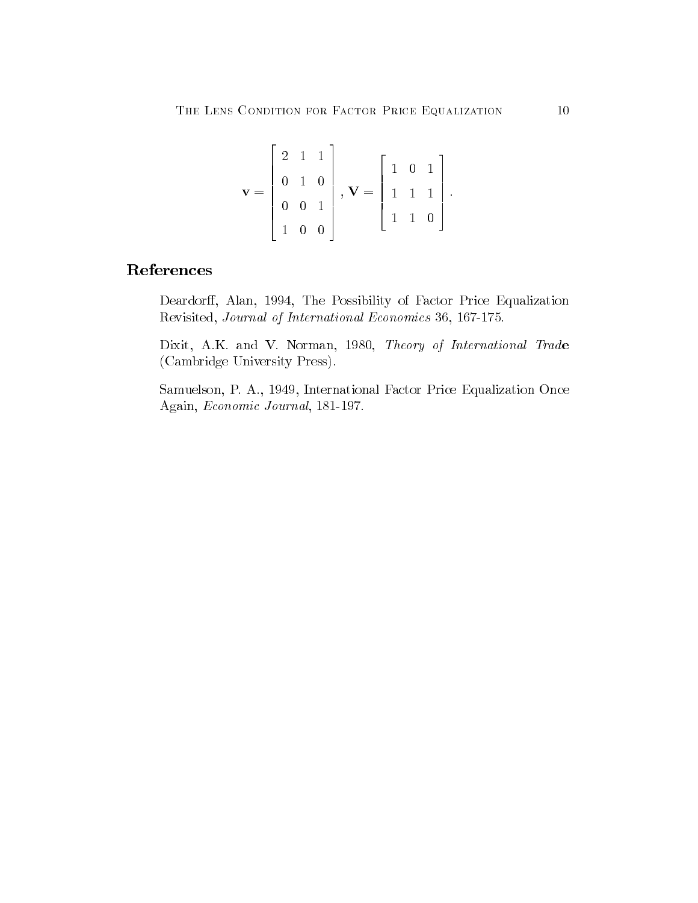$$\mathbf{v} = \begin{bmatrix} 2 & 1 & 1 \\ 0 & 1 & 0 \\ 0 & 0 & 1 \\ 1 & 0 & 0 \end{bmatrix}, \mathbf{V} = \begin{bmatrix} 1 & 0 & 1 \\ 1 & 1 & 1 \\ 1 & 1 & 0 \end{bmatrix}.$$

## References

Deardorff, Alan, 1994, The Possibility of Factor Price Equalization Revisited, *Journal of International Economics* 36, 167-175.

Dixit, A.K. and V. Norman, 1980, *Theory of International Trade* (Cambridge University Press).

Samuelson, P. A., 1949, International Factor Price Equalization Once Again, *Economic Journal*, 181-197.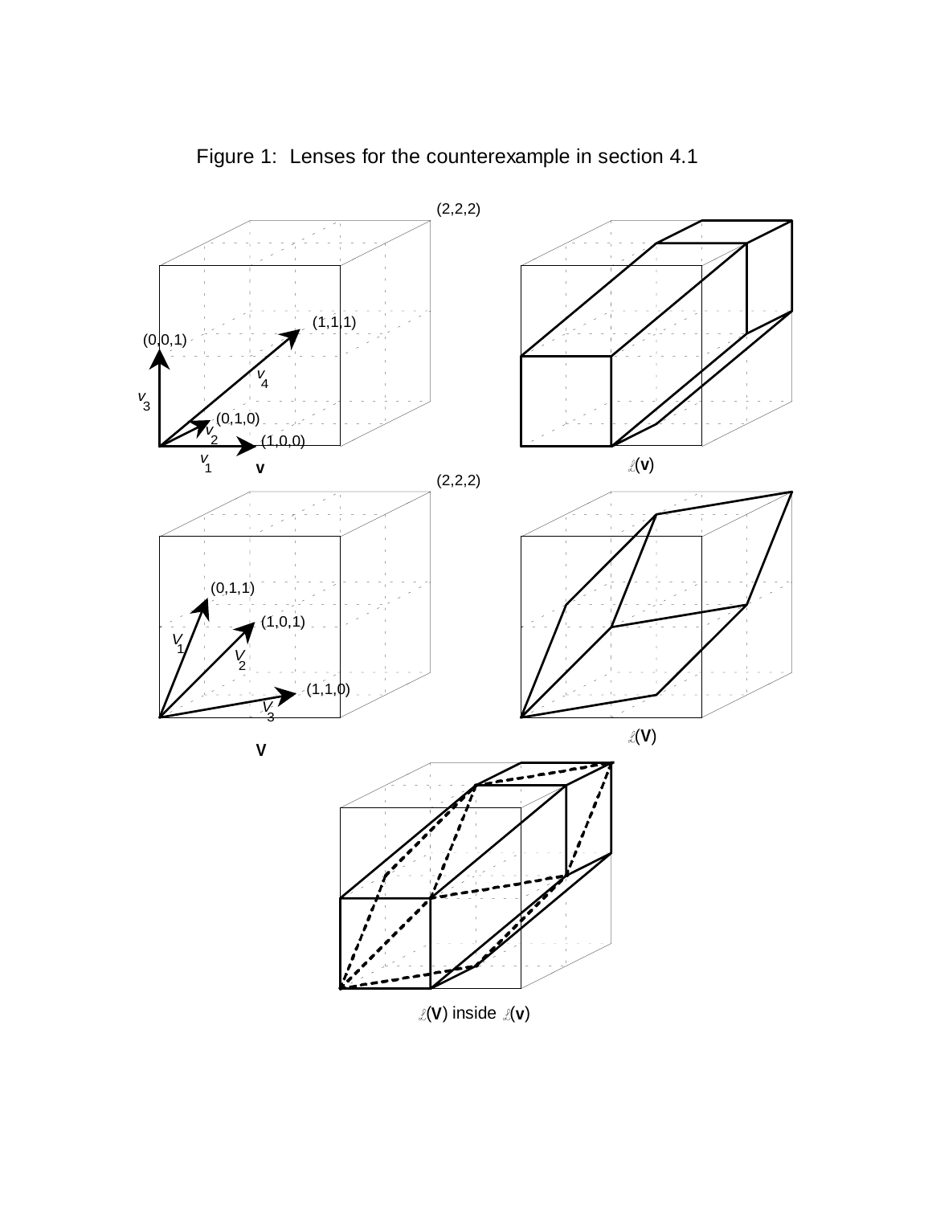Figure 1: Lenses for the counterexample in section 4.1

(2,2,2)

(1,1,1)

(0,0,1)

$v_4$

$v_3$

(0,1,0)

$v_2$

(1,0,0)

$v_1$

**v**

$\mathcal{L}$(**v**)

(2,2,2)

(0,1,1)

(1,0,1)

$V_1$

$V_2$

(1,1,0)

$V_3$

**V**

$\mathcal{L}$(**V**)

$\mathcal{L}$(**V**) inside $\mathcal{L}$(**v**)